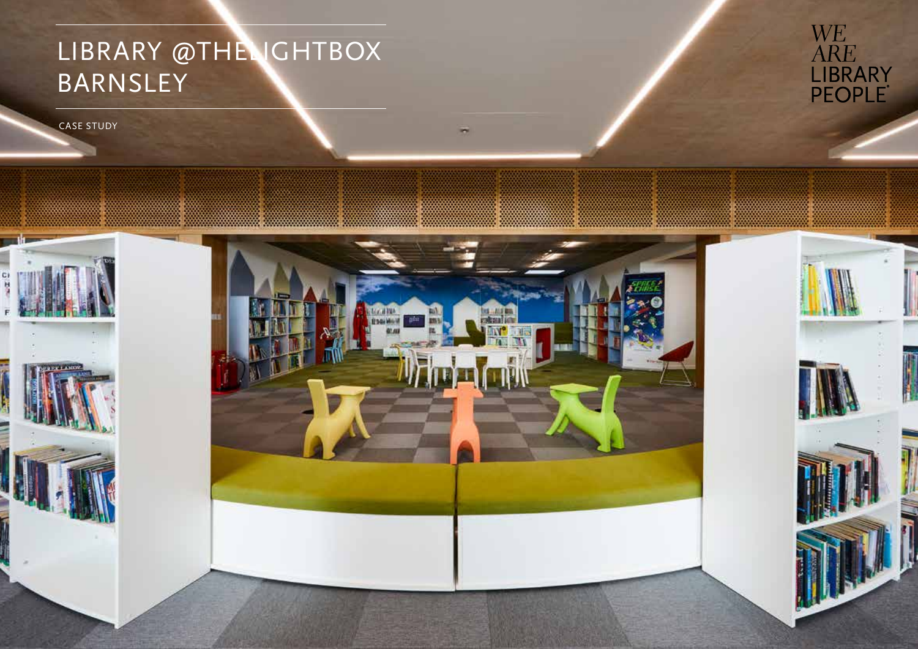# LIBRARY @THELIGHTBOX BARNSLEY

CASE STUDY

WE ARE LIBRARY PEOPLE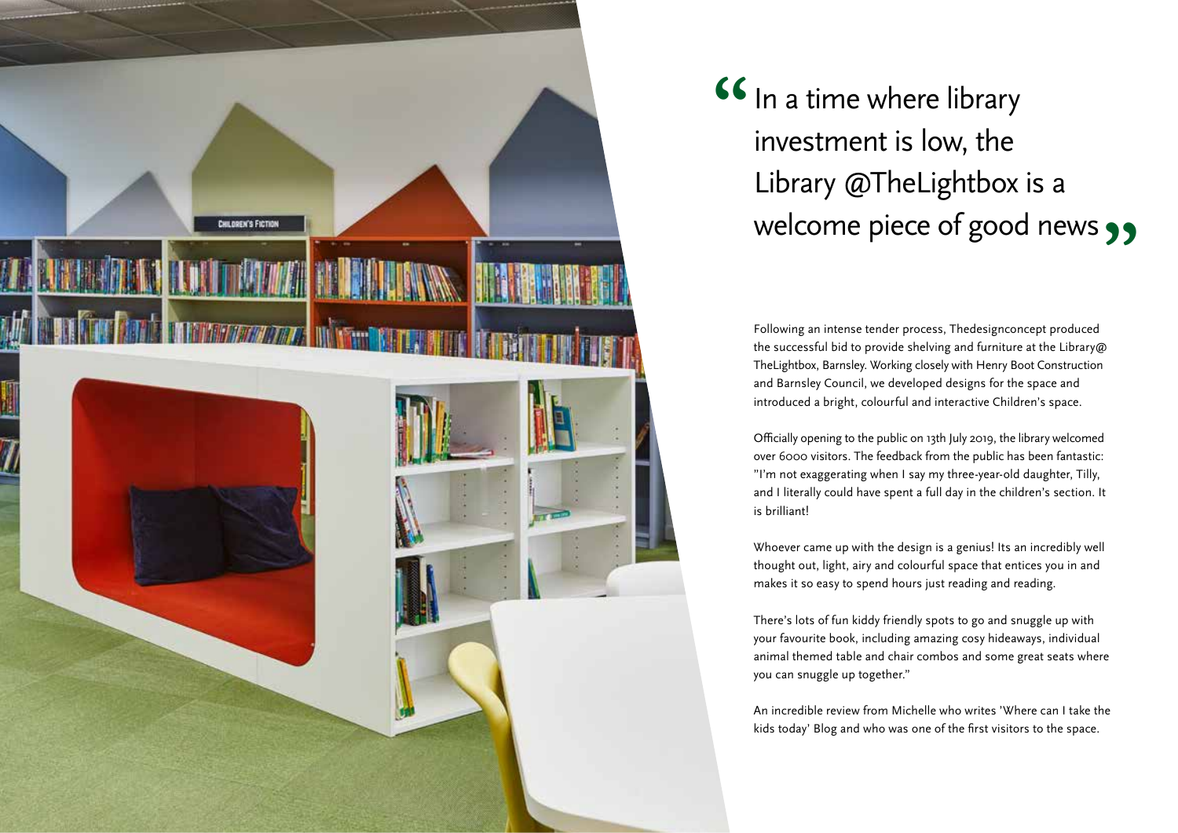> "In a time where library investment is low, the Library @TheLightbox is a welcome piece of good news"

Following an intense tender process, Thedesignconcept produced the successful bid to provide shelving and furniture at the Library@ TheLightbox, Barnsley. Working closely with Henry Boot Construction and Barnsley Council, we developed designs for the space and introduced a bright, colourful and interactive Children's space.

Officially opening to the public on 13th July 2019, the library welcomed over 6000 visitors. The feedback from the public has been fantastic: "I'm not exaggerating when I say my three-year-old daughter, Tilly, and I literally could have spent a full day in the children's section. It is brilliant!

Whoever came up with the design is a genius! Its an incredibly well thought out, light, airy and colourful space that entices you in and makes it so easy to spend hours just reading and reading.

There's lots of fun kiddy friendly spots to go and snuggle up with your favourite book, including amazing cosy hideaways, individual animal themed table and chair combos and some great seats where you can snuggle up together."

An incredible review from Michelle who writes 'Where can I take the kids today' Blog and who was one of the first visitors to the space.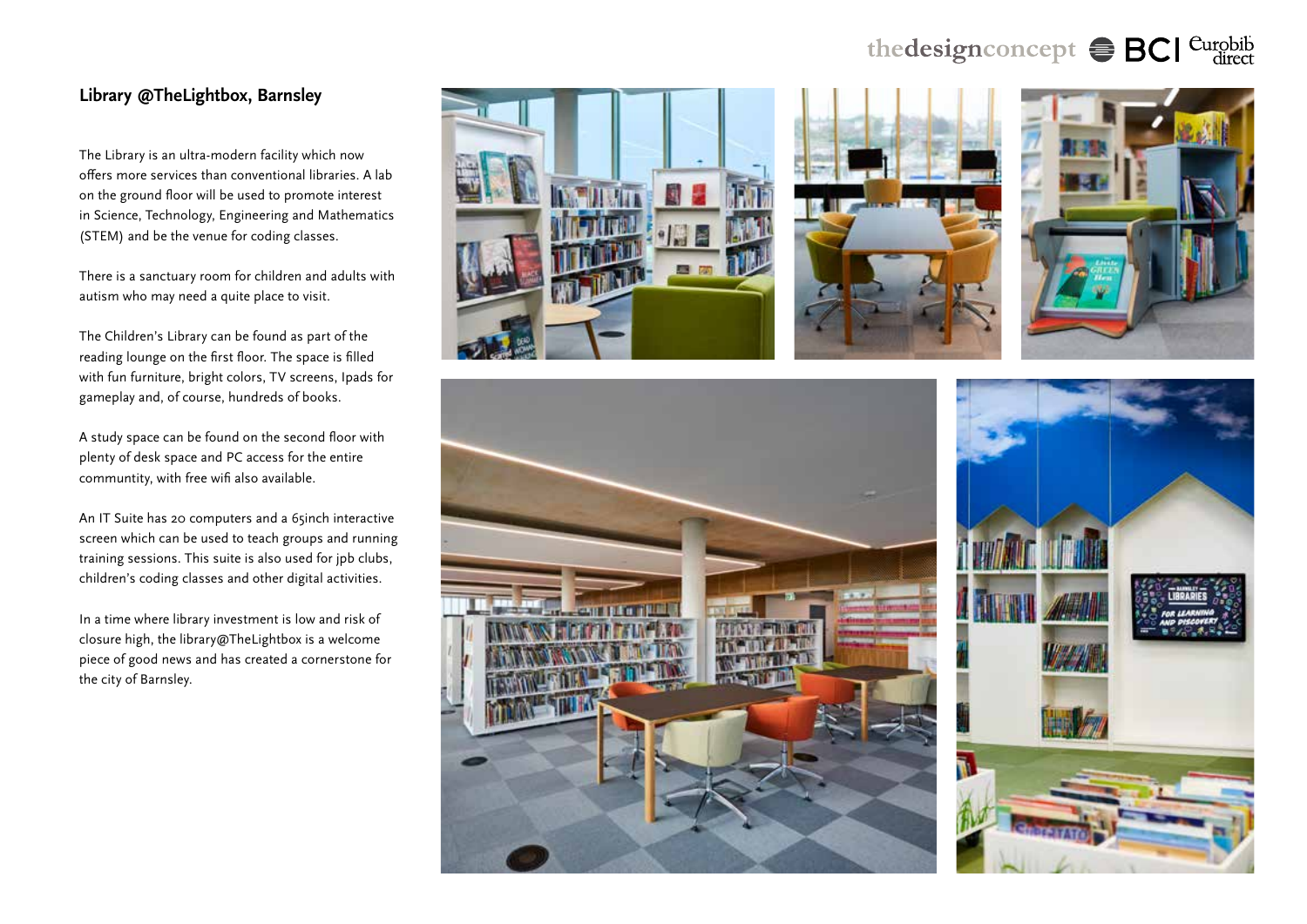## Library @TheLightbox, Barnsley

The Library is an ultra-modern facility which now offers more services than conventional libraries. A lab on the ground floor will be used to promote interest in Science, Technology, Engineering and Mathematics (STEM) and be the venue for coding classes.

There is a sanctuary room for children and adults with autism who may need a quite place to visit.

The Children's Library can be found as part of the reading lounge on the first floor. The space is filled with fun furniture, bright colors, TV screens, Ipads for gameplay and, of course, hundreds of books.

A study space can be found on the second floor with plenty of desk space and PC access for the entire communtity, with free wifi also available.

An IT Suite has 20 computers and a 65inch interactive screen which can be used to teach groups and running training sessions. This suite is also used for jpb clubs, children's coding classes and other digital activities.

In a time where library investment is low and risk of closure high, the library@TheLightbox is a welcome piece of good news and has created a cornerstone for the city of Barnsley.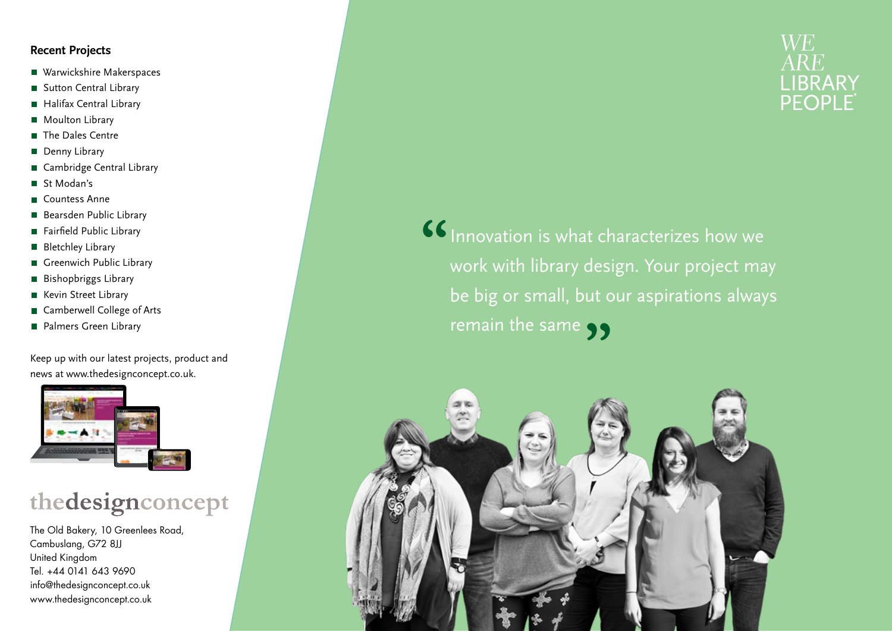## Recent Projects

- Warwickshire Makerspaces
- Sutton Central Library
- Halifax Central Library
- Moulton Library
- The Dales Centre
- Denny Library
- Cambridge Central Library
- St Modan's
- Countess Anne
- Bearsden Public Library
- Fairfield Public Library
- Bletchley Library
- Greenwich Public Library
- Bishopbriggs Library
- Kevin Street Library
- Camberwell College of Arts
- Palmers Green Library

Keep up with our latest projects, product and news at www.thedesignconcept.co.uk.

thedesignconcept

The Old Bakery, 10 Greenlees Road,
Cambuslang, G72 8JJ
United Kingdom
Tel. +44 0141 643 9690
info@thedesignconcept.co.uk
www.thedesignconcept.co.uk

WE ARE LIBRARY PEOPLE®

"Innovation is what characterizes how we work with library design. Your project may be big or small, but our aspirations always remain the same"